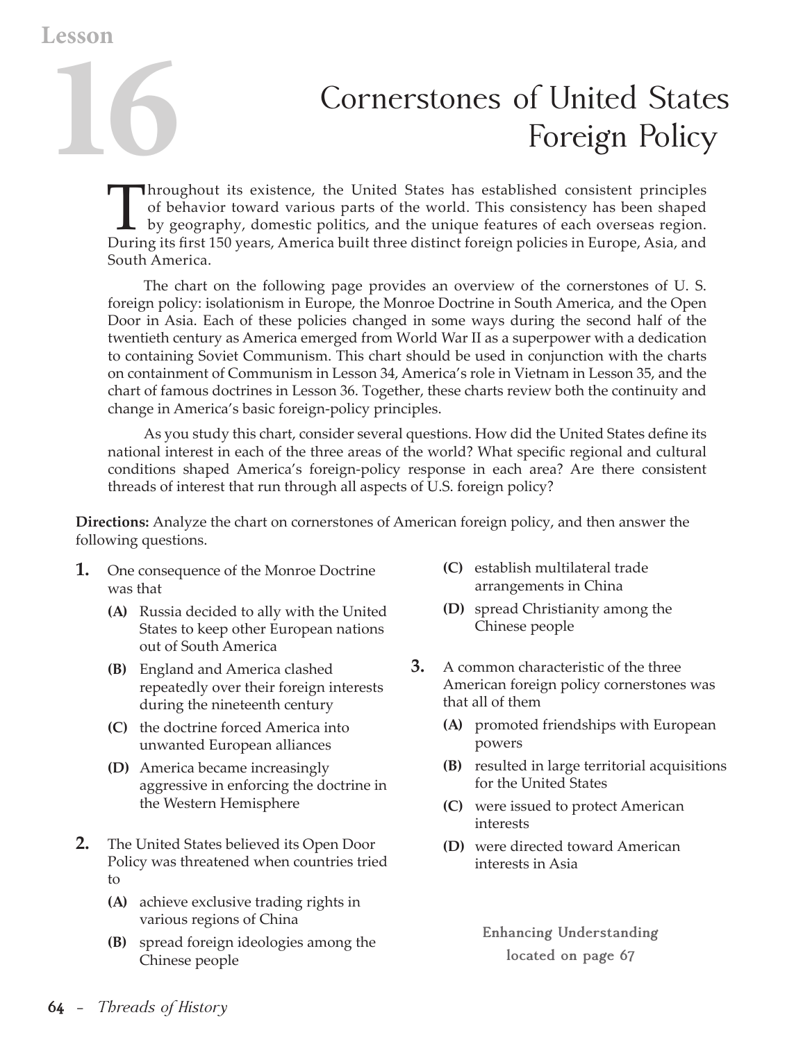# Lesson 16

# Cornerstones of United States Foreign Policy

Throughout its existence, the United States has established consistent principles of behavior toward various parts of the world. This consistency has been shaped by geography, domestic politics, and the unique features of each overseas region. During its first 150 years, America built three distinct foreign policies in Europe, Asia, and South America.

The chart on the following page provides an overview of the cornerstones of U. S. foreign policy: isolationism in Europe, the Monroe Doctrine in South America, and the Open Door in Asia. Each of these policies changed in some ways during the second half of the twentieth century as America emerged from World War II as a superpower with a dedication to containing Soviet Communism. This chart should be used in conjunction with the charts on containment of Communism in Lesson 34, America's role in Vietnam in Lesson 35, and the chart of famous doctrines in Lesson 36. Together, these charts review both the continuity and change in America's basic foreign-policy principles.

As you study this chart, consider several questions. How did the United States define its national interest in each of the three areas of the world? What specific regional and cultural conditions shaped America's foreign-policy response in each area? Are there consistent threads of interest that run through all aspects of U.S. foreign policy?

**Directions:** Analyze the chart on cornerstones of American foreign policy, and then answer the following questions.

**1.** One consequence of the Monroe Doctrine was that

- **(A)** Russia decided to ally with the United States to keep other European nations out of South America
- **(B)** England and America clashed repeatedly over their foreign interests during the nineteenth century
- **(C)** the doctrine forced America into unwanted European alliances
- **(D)** America became increasingly aggressive in enforcing the doctrine in the Western Hemisphere

**2.** The United States believed its Open Door Policy was threatened when countries tried to

- **(A)** achieve exclusive trading rights in various regions of China
- **(B)** spread foreign ideologies among the Chinese people
- **(C)** establish multilateral trade arrangements in China
- **(D)** spread Christianity among the Chinese people

**3.** A common characteristic of the three American foreign policy cornerstones was that all of them

- **(A)** promoted friendships with European powers
- **(B)** resulted in large territorial acquisitions for the United States
- **(C)** were issued to protect American interests
- **(D)** were directed toward American interests in Asia

Enhancing Understanding located on page 67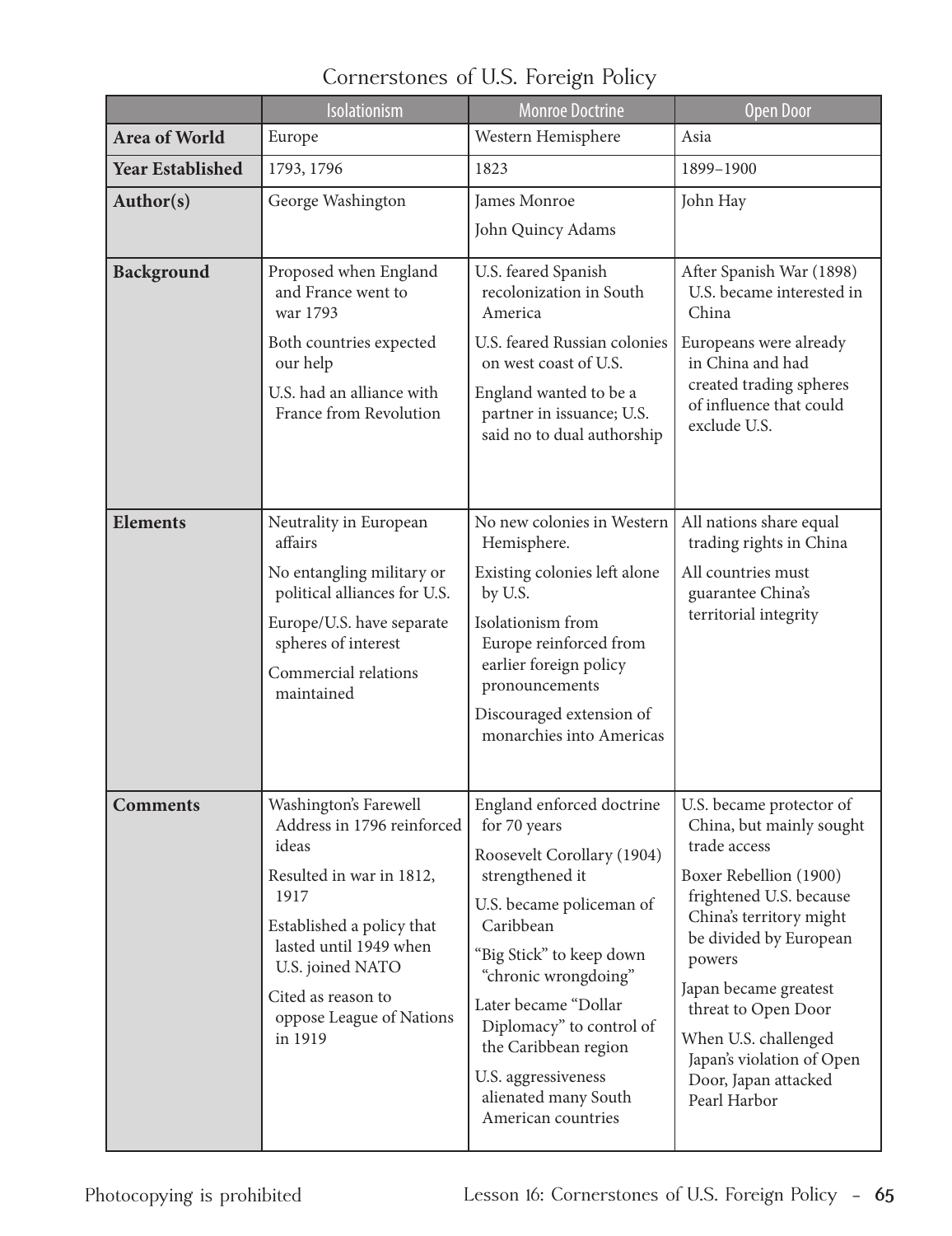# Cornerstones of U.S. Foreign Policy

| | Isolationism | Monroe Doctrine | Open Door |
|---|---|---|---|
| **Area of World** | Europe | Western Hemisphere | Asia |
| **Year Established** | 1793, 1796 | 1823 | 1899–1900 |
| **Author(s)** | George Washington | James Monroe<br>John Quincy Adams | John Hay |
| **Background** | Proposed when England and France went to war 1793<br>Both countries expected our help<br>U.S. had an alliance with France from Revolution | U.S. feared Spanish recolonization in South America<br>U.S. feared Russian colonies on west coast of U.S.<br>England wanted to be a partner in issuance; U.S. said no to dual authorship | After Spanish War (1898) U.S. became interested in China<br>Europeans were already in China and had created trading spheres of influence that could exclude U.S. |
| **Elements** | Neutrality in European affairs<br>No entangling military or political alliances for U.S.<br>Europe/U.S. have separate spheres of interest<br>Commercial relations maintained | No new colonies in Western Hemisphere.<br>Existing colonies left alone by U.S.<br>Isolationism from Europe reinforced from earlier foreign policy pronouncements<br>Discouraged extension of monarchies into Americas | All nations share equal trading rights in China<br>All countries must guarantee China's territorial integrity |
| **Comments** | Washington's Farewell Address in 1796 reinforced ideas<br>Resulted in war in 1812, 1917<br>Established a policy that lasted until 1949 when U.S. joined NATO<br>Cited as reason to oppose League of Nations in 1919 | England enforced doctrine for 70 years<br>Roosevelt Corollary (1904) strengthened it<br>U.S. became policeman of Caribbean<br>"Big Stick" to keep down "chronic wrongdoing"<br>Later became "Dollar Diplomacy" to control of the Caribbean region<br>U.S. aggressiveness alienated many South American countries | U.S. became protector of China, but mainly sought trade access<br>Boxer Rebellion (1900) frightened U.S. because China's territory might be divided by European powers<br>Japan became greatest threat to Open Door<br>When U.S. challenged Japan's violation of Open Door, Japan attacked Pearl Harbor |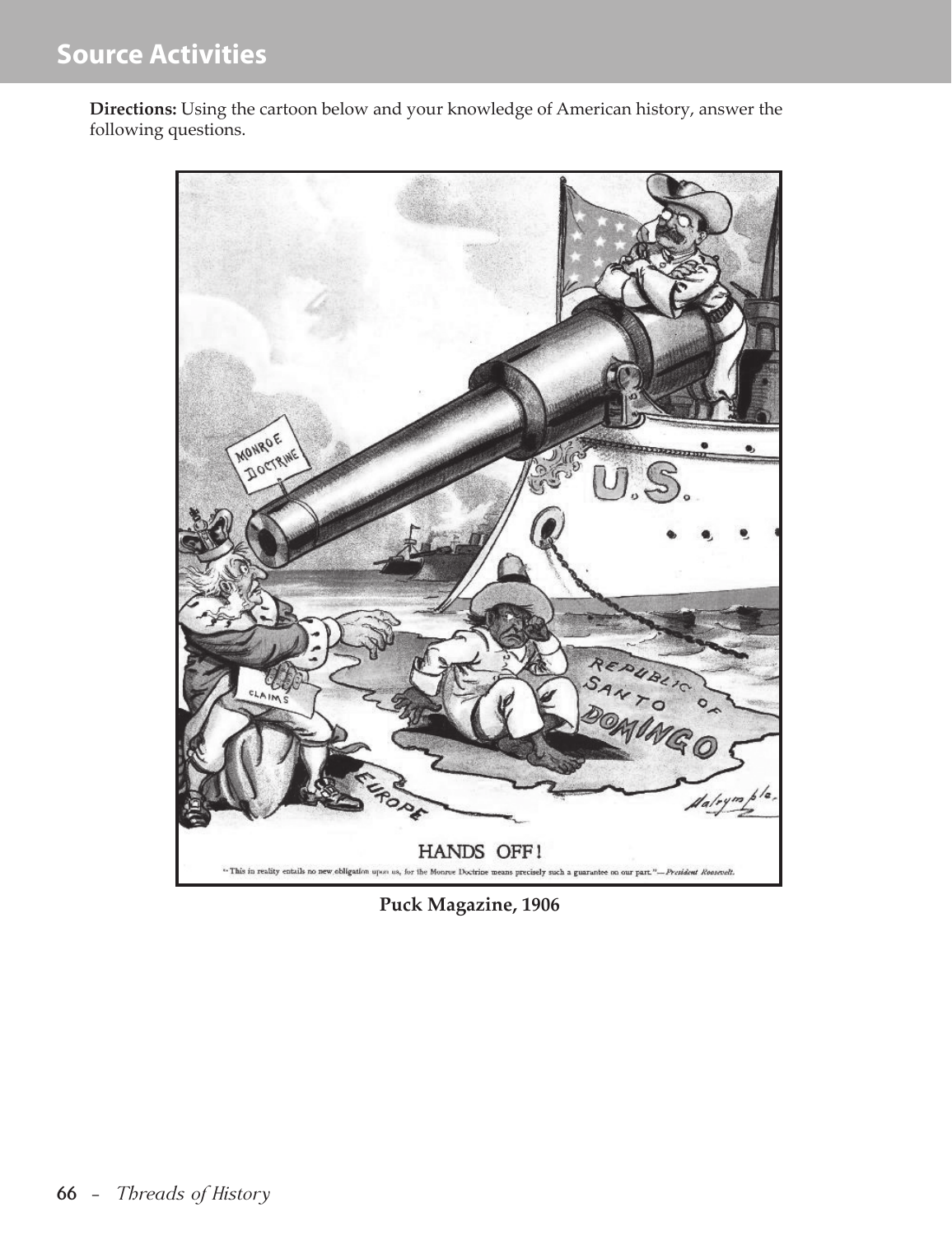## Source Activities

**Directions:** Using the cartoon below and your knowledge of American history, answer the following questions.

HANDS OFF!

"This in reality entails no new obligation upon us, for the Monroe Doctrine means precisely such a guarantee on our part."—*President Roosevelt.*

**Puck Magazine, 1906**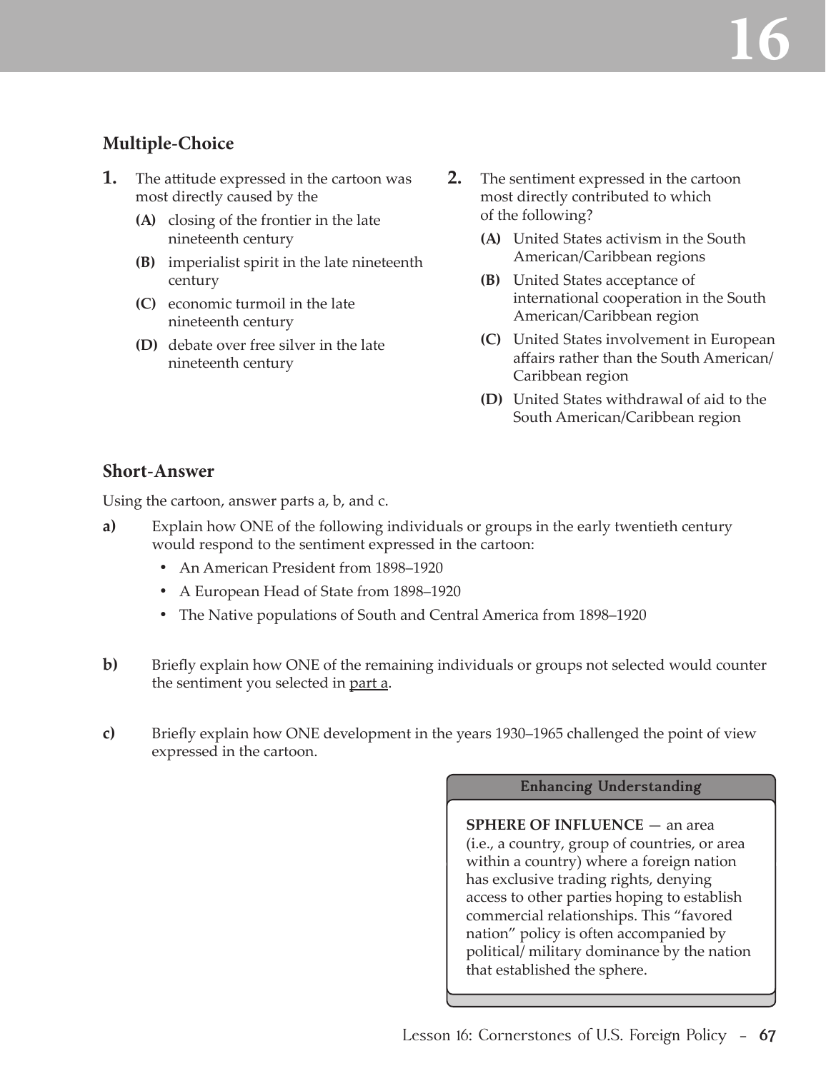## Multiple-Choice

**1.** The attitude expressed in the cartoon was most directly caused by the

- **(A)** closing of the frontier in the late nineteenth century
- **(B)** imperialist spirit in the late nineteenth century
- **(C)** economic turmoil in the late nineteenth century
- **(D)** debate over free silver in the late nineteenth century

**2.** The sentiment expressed in the cartoon most directly contributed to which of the following?

- **(A)** United States activism in the South American/Caribbean regions
- **(B)** United States acceptance of international cooperation in the South American/Caribbean region
- **(C)** United States involvement in European affairs rather than the South American/Caribbean region
- **(D)** United States withdrawal of aid to the South American/Caribbean region

## Short-Answer

Using the cartoon, answer parts a, b, and c.

**a)** Explain how ONE of the following individuals or groups in the early twentieth century would respond to the sentiment expressed in the cartoon:

- An American President from 1898–1920
- A European Head of State from 1898–1920
- The Native populations of South and Central America from 1898–1920

**b)** Briefly explain how ONE of the remaining individuals or groups not selected would counter the sentiment you selected in part a.

**c)** Briefly explain how ONE development in the years 1930–1965 challenged the point of view expressed in the cartoon.

### Enhancing Understanding

**SPHERE OF INFLUENCE** — an area (i.e., a country, group of countries, or area within a country) where a foreign nation has exclusive trading rights, denying access to other parties hoping to establish commercial relationships. This "favored nation" policy is often accompanied by political/ military dominance by the nation that established the sphere.